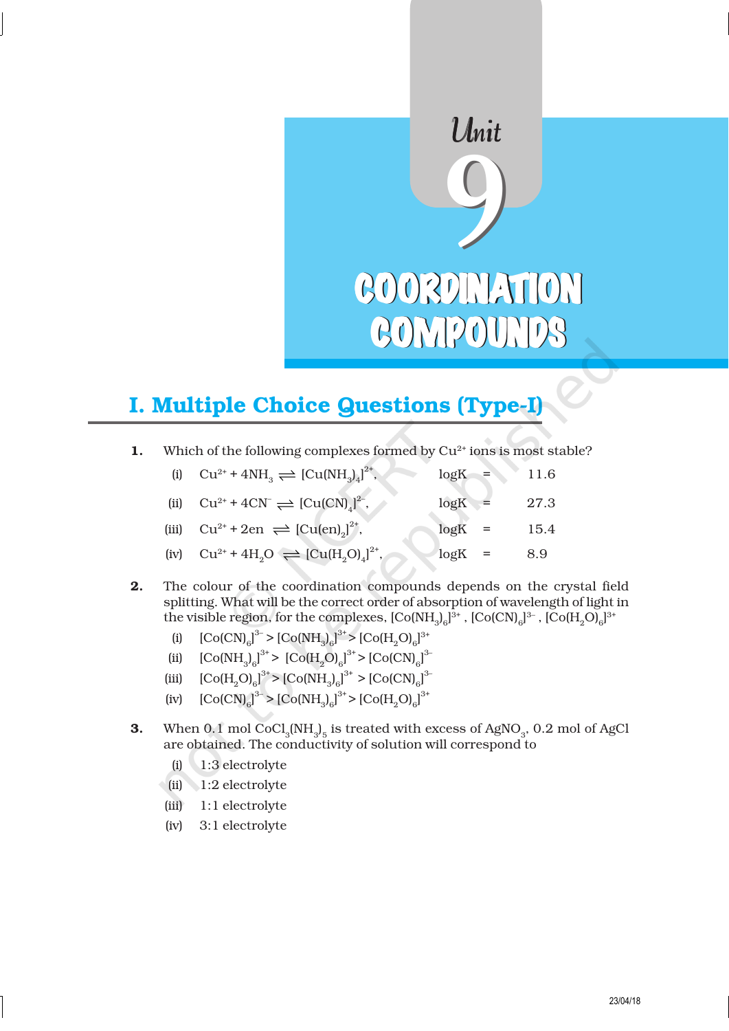# Unit 9

# COORDINATION COMPOUNDS

## I. Multiple Choice Questions (Type-I)

**1.** Which of the following complexes formed by $Cu^{2+}$ ions is most stable?

(i) $Cu^{2+} + 4NH_3 \rightleftharpoons [Cu(NH_3)_4]^{2+}$, logK = 11.6

(ii) $Cu^{2+} + 4CN^- \rightleftharpoons [Cu(CN)_4]^{2-}$, logK = 27.3

(iii) $Cu^{2+} + 2en \rightleftharpoons [Cu(en)_2]^{2+}$, logK = 15.4

(iv) $Cu^{2+} + 4H_2O \rightleftharpoons [Cu(H_2O)_4]^{2+}$, logK = 8.9

**2.** The colour of the coordination compounds depends on the crystal field splitting. What will be the correct order of absorption of wavelength of light in the visible region, for the complexes, $[Co(NH_3)_6]^{3+}$, $[Co(CN)_6]^{3-}$, $[Co(H_2O)_6]^{3+}$

(i) $[Co(CN)_6]^{3-} > [Co(NH_3)_6]^{3+} > [Co(H_2O)_6]^{3+}$

(ii) $[Co(NH_3)_6]^{3+} > [Co(H_2O)_6]^{3+} > [Co(CN)_6]^{3-}$

(iii) $[Co(H_2O)_6]^{3+} > [Co(NH_3)_6]^{3+} > [Co(CN)_6]^{3-}$

(iv) $[Co(CN)_6]^{3-} > [Co(NH_3)_6]^{3+} > [Co(H_2O)_6]^{3+}$

**3.** When 0.1 mol $CoCl_3(NH_3)_5$ is treated with excess of $AgNO_3$, 0.2 mol of AgCl are obtained. The conductivity of solution will correspond to

(i) 1:3 electrolyte

(ii) 1:2 electrolyte

(iii) 1:1 electrolyte

(iv) 3:1 electrolyte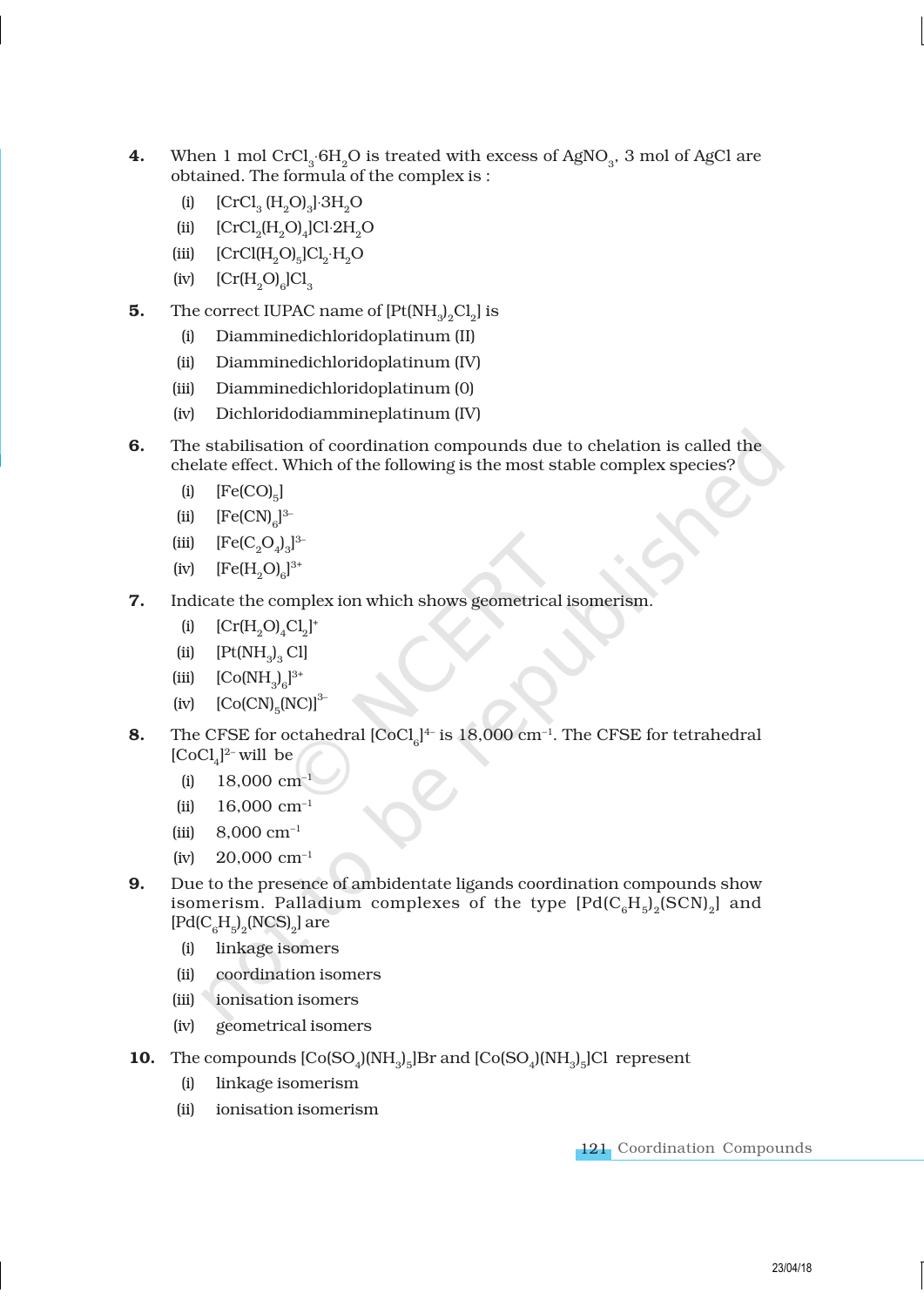4. When 1 mol $CrCl_3 \cdot 6H_2O$ is treated with excess of $AgNO_3$, 3 mol of AgCl are obtained. The formula of the complex is :

   (i) $[CrCl_3(H_2O)_3] \cdot 3H_2O$

   (ii) $[CrCl_2(H_2O)_4]Cl \cdot 2H_2O$

   (iii) $[CrCl(H_2O)_5]Cl_2 \cdot H_2O$

   (iv) $[Cr(H_2O)_6]Cl_3$

5. The correct IUPAC name of $[Pt(NH_3)_2Cl_2]$ is

   (i) Diamminedichloridoplatinum (II)

   (ii) Diamminedichloridoplatinum (IV)

   (iii) Diamminedichloridoplatinum (0)

   (iv) Dichloridodiammineplatinum (IV)

6. The stabilisation of coordination compounds due to chelation is called the chelate effect. Which of the following is the most stable complex species?

   (i) $[Fe(CO)_5]$

   (ii) $[Fe(CN)_6]^{3-}$

   (iii) $[Fe(C_2O_4)_3]^{3-}$

   (iv) $[Fe(H_2O)_6]^{3+}$

7. Indicate the complex ion which shows geometrical isomerism.

   (i) $[Cr(H_2O)_4Cl_2]^+$

   (ii) $[Pt(NH_3)_3Cl]$

   (iii) $[Co(NH_3)_6]^{3+}$

   (iv) $[Co(CN)_5(NC)]^{3-}$

8. The CFSE for octahedral $[CoCl_6]^{4-}$ is 18,000 $cm^{-1}$. The CFSE for tetrahedral $[CoCl_4]^{2-}$ will be

   (i) 18,000 $cm^{-1}$

   (ii) 16,000 $cm^{-1}$

   (iii) 8,000 $cm^{-1}$

   (iv) 20,000 $cm^{-1}$

9. Due to the presence of ambidentate ligands coordination compounds show isomerism. Palladium complexes of the type $[Pd(C_6H_5)_2(SCN)_2]$ and $[Pd(C_6H_5)_2(NCS)_2]$ are

   (i) linkage isomers

   (ii) coordination isomers

   (iii) ionisation isomers

   (iv) geometrical isomers

10. The compounds $[Co(SO_4)(NH_3)_5]Br$ and $[Co(SO_4)(NH_3)_5]Cl$ represent

    (i) linkage isomerism

    (ii) ionisation isomerism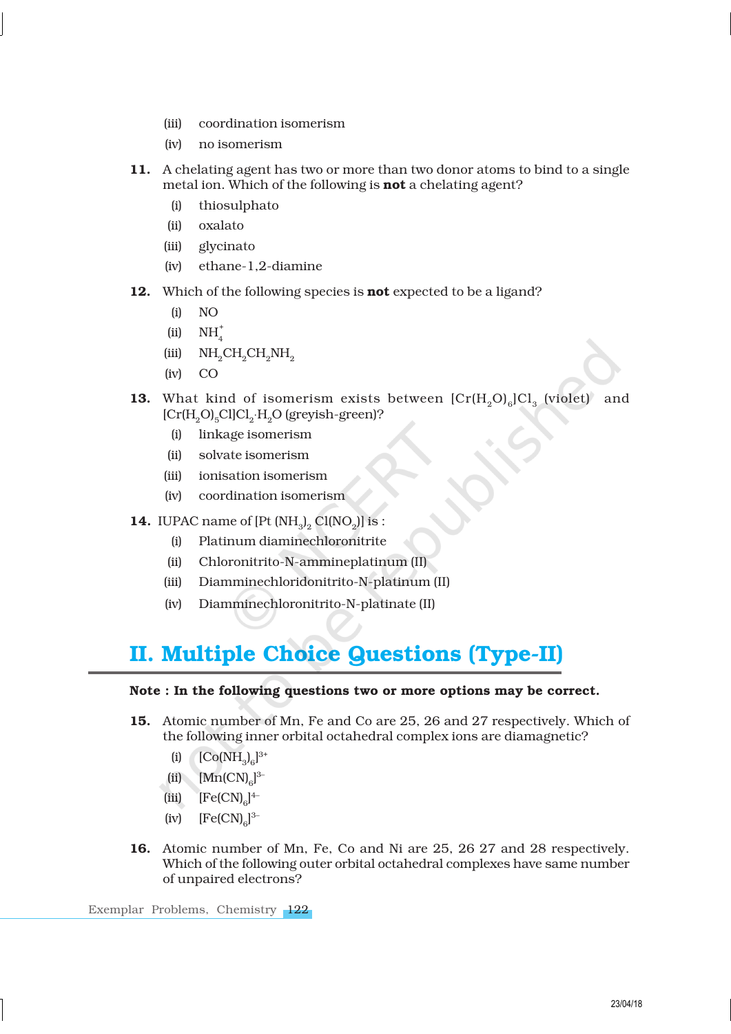(iii) coordination isomerism

(iv) no isomerism

**11.** A chelating agent has two or more than two donor atoms to bind to a single metal ion. Which of the following is **not** a chelating agent?

(i) thiosulphato

(ii) oxalato

(iii) glycinato

(iv) ethane-1,2-diamine

**12.** Which of the following species is **not** expected to be a ligand?

(i) NO

(ii) $NH_4^+$

(iii) $NH_2CH_2CH_2NH_2$

(iv) CO

**13.** What kind of isomerism exists between $[Cr(H_2O)_6]Cl_3$ (violet) and $[Cr(H_2O)_5Cl]Cl_2 \cdot H_2O$ (greyish-green)?

(i) linkage isomerism

(ii) solvate isomerism

(iii) ionisation isomerism

(iv) coordination isomerism

**14.** IUPAC name of $[Pt(NH_3)_2 Cl(NO_2)]$ is :

(i) Platinum diaminechloronitrite

(ii) Chloronitrito-N-ammineplatinum (II)

(iii) Diamminechloridonitrito-N-platinum (II)

(iv) Diamminechloronitrito-N-platinate (II)

## II. Multiple Choice Questions (Type-II)

**Note : In the following questions two or more options may be correct.**

**15.** Atomic number of Mn, Fe and Co are 25, 26 and 27 respectively. Which of the following inner orbital octahedral complex ions are diamagnetic?

(i) $[Co(NH_3)_6]^{3+}$

(ii) $[Mn(CN)_6]^{3-}$

(iii) $[Fe(CN)_6]^{4-}$

(iv) $[Fe(CN)_6]^{3-}$

**16.** Atomic number of Mn, Fe, Co and Ni are 25, 26 27 and 28 respectively. Which of the following outer orbital octahedral complexes have same number of unpaired electrons?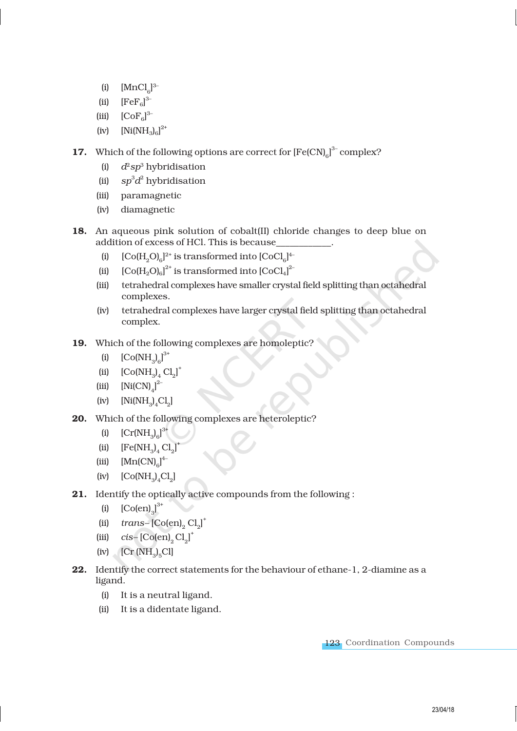(i) $[MnCl_6]^{3-}$

(ii) $[FeF_6]^{3-}$

(iii) $[CoF_6]^{3-}$

(iv) $[Ni(NH_3)_6]^{2+}$

**17.** Which of the following options are correct for $[Fe(CN)_6]^{3-}$ complex?

(i) $d^2sp^3$ hybridisation

(ii) $sp^3d^2$ hybridisation

(iii) paramagnetic

(iv) diamagnetic

**18.** An aqueous pink solution of cobalt(II) chloride changes to deep blue on addition of excess of HCl. This is because\_\_\_\_\_\_\_\_\_\_\_\_.

(i) $[Co(H_2O)_6]^{2+}$ is transformed into $[CoCl_6]^{4-}$

(ii) $[Co(H_2O)_6]^{2+}$ is transformed into $[CoCl_4]^{2-}$

(iii) tetrahedral complexes have smaller crystal field splitting than octahedral complexes.

(iv) tetrahedral complexes have larger crystal field splitting than octahedral complex.

**19.** Which of the following complexes are homoleptic?

(i) $[Co(NH_3)_6]^{3+}$

(ii) $[Co(NH_3)_4 Cl_2]^+$

(iii) $[Ni(CN)_4]^{2-}$

(iv) $[Ni(NH_3)_4Cl_2]$

**20.** Which of the following complexes are heteroleptic?

(i) $[Cr(NH_3)_6]^{3+}$

(ii) $[Fe(NH_3)_4 Cl_2]^+$

(iii) $[Mn(CN)_6]^{4-}$

(iv) $[Co(NH_3)_4Cl_2]$

**21.** Identify the optically active compounds from the following :

(i) $[Co(en)_3]^{3+}$

(ii) *trans*– $[Co(en)_2 Cl_2]^+$

(iii) *cis*– $[Co(en)_2 Cl_2]^+$

(iv) $[Cr(NH_3)_5Cl]$

**22.** Identify the correct statements for the behaviour of ethane-1, 2-diamine as a ligand.

(i) It is a neutral ligand.

(ii) It is a didentate ligand.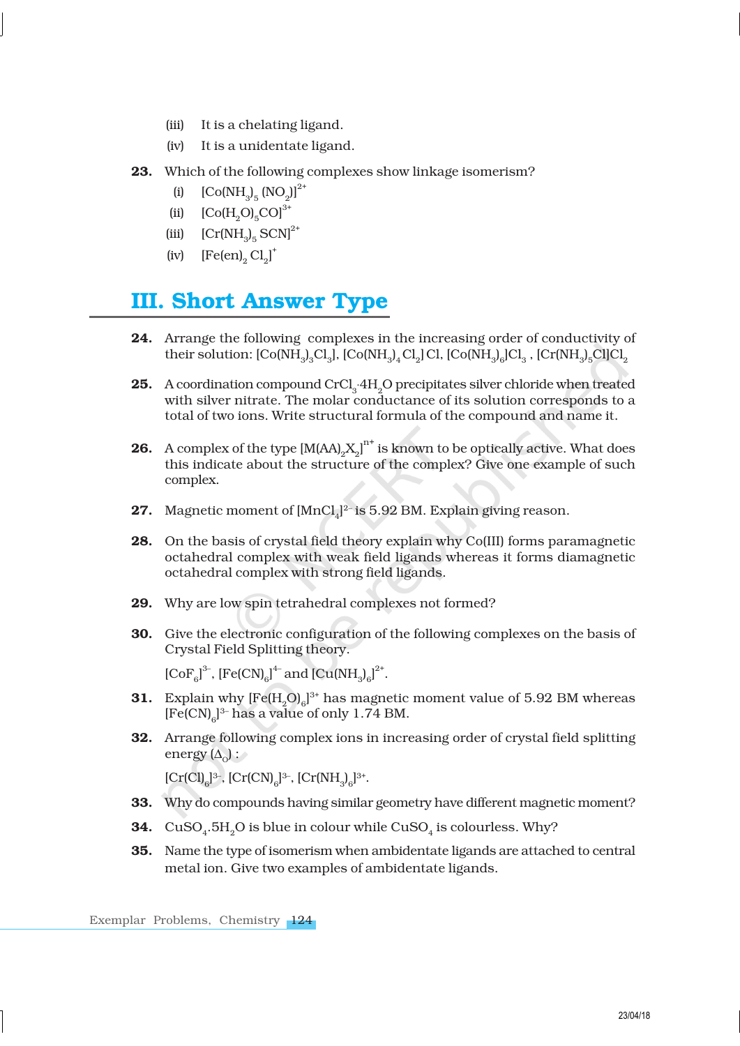(iii) It is a chelating ligand.

(iv) It is a unidentate ligand.

**23.** Which of the following complexes show linkage isomerism?

(i) $[Co(NH_3)_5(NO_2)]^{2+}$

(ii) $[Co(H_2O)_5CO]^{3+}$

(iii) $[Cr(NH_3)_5SCN]^{2+}$

(iv) $[Fe(en)_2Cl_2]^{+}$

## III. Short Answer Type

**24.** Arrange the following complexes in the increasing order of conductivity of their solution: $[Co(NH_3)_3Cl_3]$, $[Co(NH_3)_4Cl_2]Cl$, $[Co(NH_3)_6]Cl_3$, $[Cr(NH_3)_5Cl]Cl_2$

**25.** A coordination compound $CrCl_3 \cdot 4H_2O$ precipitates silver chloride when treated with silver nitrate. The molar conductance of its solution corresponds to a total of two ions. Write structural formula of the compound and name it.

**26.** A complex of the type $[M(AA)_2X_2]^{n+}$ is known to be optically active. What does this indicate about the structure of the complex? Give one example of such complex.

**27.** Magnetic moment of $[MnCl_4]^{2-}$ is 5.92 BM. Explain giving reason.

**28.** On the basis of crystal field theory explain why Co(III) forms paramagnetic octahedral complex with weak field ligands whereas it forms diamagnetic octahedral complex with strong field ligands.

**29.** Why are low spin tetrahedral complexes not formed?

**30.** Give the electronic configuration of the following complexes on the basis of Crystal Field Splitting theory.

$[CoF_6]^{3-}$, $[Fe(CN)_6]^{4-}$ and $[Cu(NH_3)_6]^{2+}$.

**31.** Explain why $[Fe(H_2O)_6]^{3+}$ has magnetic moment value of 5.92 BM whereas $[Fe(CN)_6]^{3-}$ has a value of only 1.74 BM.

**32.** Arrange following complex ions in increasing order of crystal field splitting energy $(\Delta_O)$ :

$[Cr(Cl)_6]^{3-}$, $[Cr(CN)_6]^{3-}$, $[Cr(NH_3)_6]^{3+}$.

**33.** Why do compounds having similar geometry have different magnetic moment?

**34.** $CuSO_4 \cdot 5H_2O$ is blue in colour while $CuSO_4$ is colourless. Why?

**35.** Name the type of isomerism when ambidentate ligands are attached to central metal ion. Give two examples of ambidentate ligands.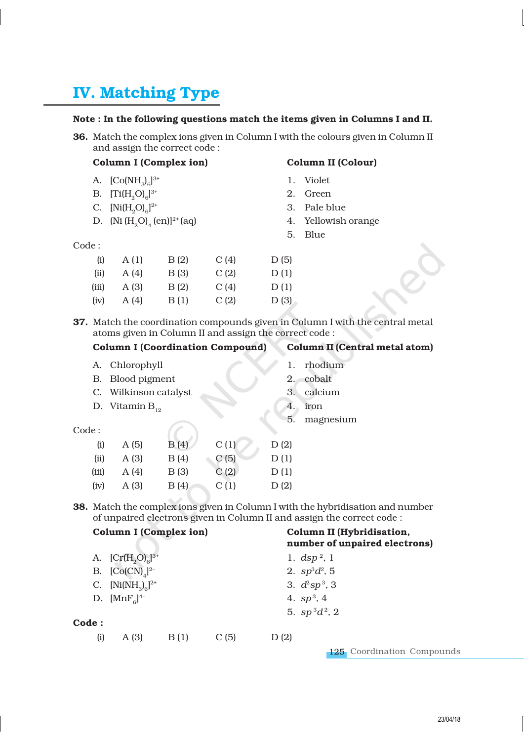## IV. Matching Type

**Note : In the following questions match the items given in Columns I and II.**

**36.** Match the complex ions given in Column I with the colours given in Column II and assign the correct code :

| **Column I (Complex ion)** | **Column II (Colour)** |
|---|---|
| A. $[Co(NH_3)_6]^{3+}$ | 1. Violet |
| B. $[Ti(H_2O)_6]^{3+}$ | 2. Green |
| C. $[Ni(H_2O)_6]^{2+}$ | 3. Pale blue |
| D. $(Ni\,(H_2O)_4\,(en)]^{2+}$ (aq) | 4. Yellowish orange |
| | 5. Blue |

Code :

| | | | | |
|---|---|---|---|---|
| (i) | A (1) | B (2) | C (4) | D (5) |
| (ii) | A (4) | B (3) | C (2) | D (1) |
| (iii) | A (3) | B (2) | C (4) | D (1) |
| (iv) | A (4) | B (1) | C (2) | D (3) |

**37.** Match the coordination compounds given in Column I with the central metal atoms given in Column II and assign the correct code :

| **Column I (Coordination Compound)** | **Column II (Central metal atom)** |
|---|---|
| A. Chlorophyll | 1. rhodium |
| B. Blood pigment | 2. cobalt |
| C. Wilkinson catalyst | 3. calcium |
| D. Vitamin $B_{12}$ | 4. iron |
| | 5. magnesium |

Code :

| | | | | |
|---|---|---|---|---|
| (i) | A (5) | B (4) | C (1) | D (2) |
| (ii) | A (3) | B (4) | C (5) | D (1) |
| (iii) | A (4) | B (3) | C (2) | D (1) |
| (iv) | A (3) | B (4) | C (1) | D (2) |

**38.** Match the complex ions given in Column I with the hybridisation and number of unpaired electrons given in Column II and assign the correct code :

| **Column I (Complex ion)** | **Column II (Hybridisation, number of unpaired electrons)** |
|---|---|
| A. $[Cr(H_2O)_6]^{3+}$ | 1. $dsp^2$, 1 |
| B. $[Co(CN)_4]^{2-}$ | 2. $sp^3d^2$, 5 |
| C. $[Ni(NH_3)_6]^{2+}$ | 3. $d^2sp^3$, 3 |
| D. $[MnF_6]^{4-}$ | 4. $sp^3$, 4 |
| | 5. $sp^3d^2$, 2 |

**Code :**

| | | | | |
|---|---|---|---|---|
| (i) | A (3) | B (1) | C (5) | D (2) |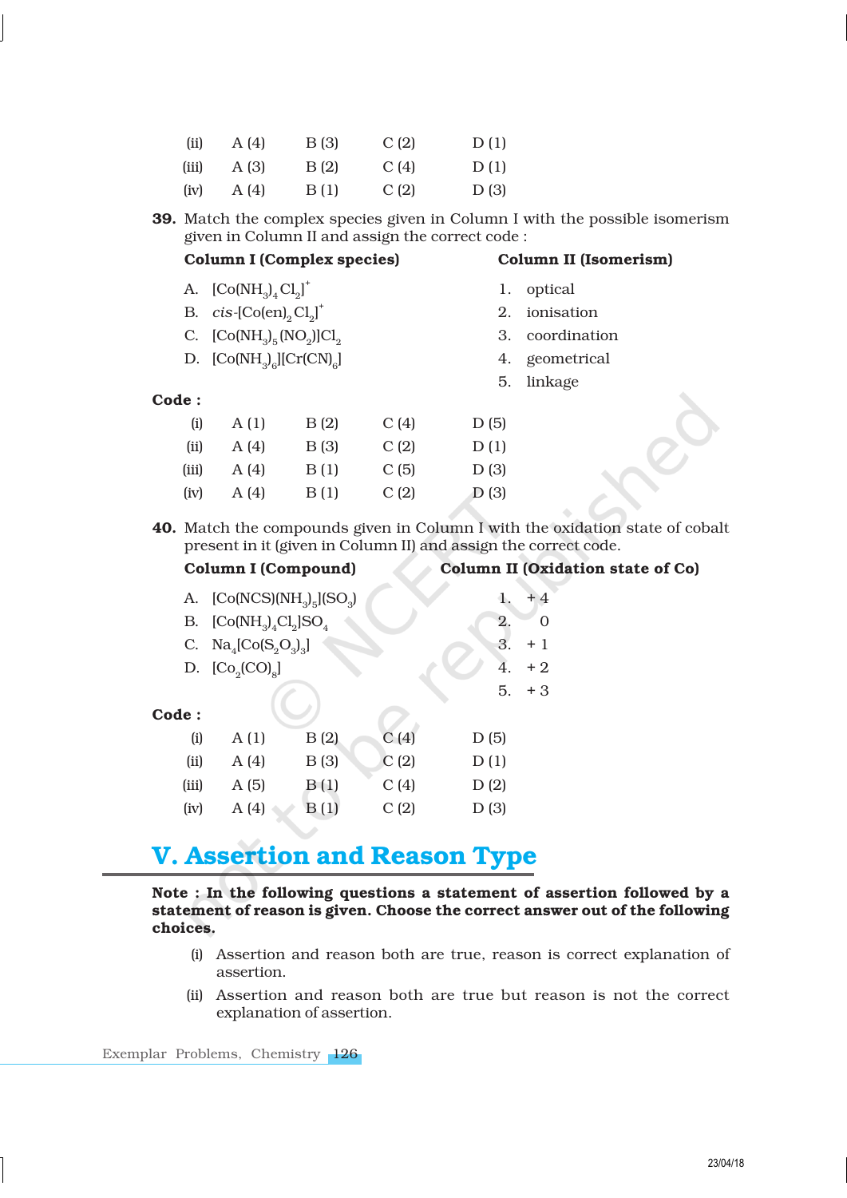| | | | | |
|---|---|---|---|---|
| (ii) | A (4) | B (3) | C (2) | D (1) |
| (iii) | A (3) | B (2) | C (4) | D (1) |
| (iv) | A (4) | B (1) | C (2) | D (3) |

**39.** Match the complex species given in Column I with the possible isomerism given in Column II and assign the correct code :

| **Column I (Complex species)** | **Column II (Isomerism)** |
|---|---|
| A. $[Co(NH_3)_4Cl_2]^+$ | 1. optical |
| B. *cis*-$[Co(en)_2Cl_2]^+$ | 2. ionisation |
| C. $[Co(NH_3)_5(NO_2)]Cl_2$ | 3. coordination |
| D. $[Co(NH_3)_6][Cr(CN)_6]$ | 4. geometrical |
| | 5. linkage |

**Code :**

| | | | | |
|---|---|---|---|---|
| (i) | A (1) | B (2) | C (4) | D (5) |
| (ii) | A (4) | B (3) | C (2) | D (1) |
| (iii) | A (4) | B (1) | C (5) | D (3) |
| (iv) | A (4) | B (1) | C (2) | D (3) |

**40.** Match the compounds given in Column I with the oxidation state of cobalt present in it (given in Column II) and assign the correct code.

| **Column I (Compound)** | **Column II (Oxidation state of Co)** |
|---|---|
| A. $[Co(NCS)(NH_3)_5](SO_3)$ | 1. + 4 |
| B. $[Co(NH_3)_4Cl_2]SO_4$ | 2. 0 |
| C. $Na_4[Co(S_2O_3)_3]$ | 3. + 1 |
| D. $[Co_2(CO)_8]$ | 4. + 2 |
| | 5. + 3 |

**Code :**

| | | | | |
|---|---|---|---|---|
| (i) | A (1) | B (2) | C (4) | D (5) |
| (ii) | A (4) | B (3) | C (2) | D (1) |
| (iii) | A (5) | B (1) | C (4) | D (2) |
| (iv) | A (4) | B (1) | C (2) | D (3) |

## V. Assertion and Reason Type

**Note : In the following questions a statement of assertion followed by a statement of reason is given. Choose the correct answer out of the following choices.**

(i) Assertion and reason both are true, reason is correct explanation of assertion.

(ii) Assertion and reason both are true but reason is not the correct explanation of assertion.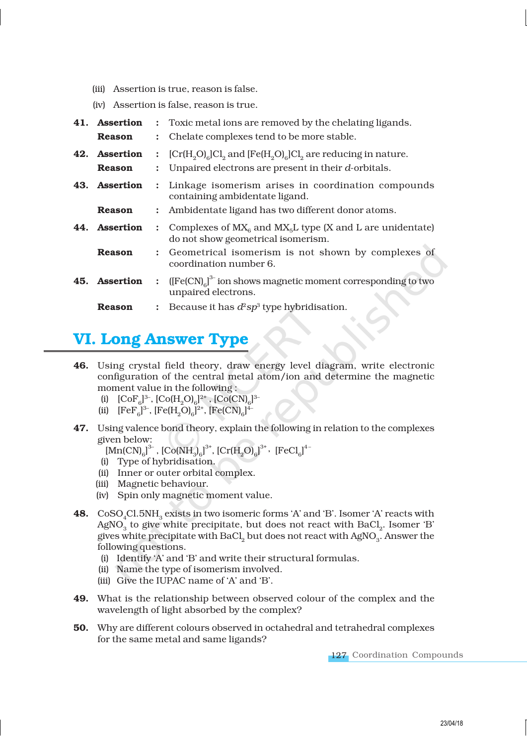(iii) Assertion is true, reason is false.

(iv) Assertion is false, reason is true.

**41. Assertion** : Toxic metal ions are removed by the chelating ligands.

**Reason** : Chelate complexes tend to be more stable.

**42. Assertion** : $[Cr(H_2O)_6]Cl_2$ and $[Fe(H_2O)_6]Cl_2$ are reducing in nature.

**Reason** : Unpaired electrons are present in their *d*-orbitals.

**43. Assertion** : Linkage isomerism arises in coordination compounds containing ambidentate ligand.

**Reason** : Ambidentate ligand has two different donor atoms.

**44. Assertion** : Complexes of $MX_6$ and $MX_5L$ type (X and L are unidentate) do not show geometrical isomerism.

**Reason** : Geometrical isomerism is not shown by complexes of coordination number 6.

**45. Assertion** : $([Fe(CN)_6]^{3-}$ ion shows magnetic moment corresponding to two unpaired electrons.

**Reason** : Because it has $d^2sp^3$ type hybridisation.

## VI. Long Answer Type

**46.** Using crystal field theory, draw energy level diagram, write electronic configuration of the central metal atom/ion and determine the magnetic moment value in the following :

(i) $[CoF_6]^{3-}$, $[Co(H_2O)_6]^{2+}$, $[Co(CN)_6]^{3-}$

(ii) $[FeF_6]^{3-}$, $[Fe(H_2O)_6]^{2+}$, $[Fe(CN)_6]^{4-}$

**47.** Using valence bond theory, explain the following in relation to the complexes given below:

$[Mn(CN)_6]^{3-}$, $[Co(NH_3)_6]^{3+}$, $[Cr(H_2O)_6]^{3+}$, $[FeCl_6]^{4-}$

(i) Type of hybridisation.

(ii) Inner or outer orbital complex.

(iii) Magnetic behaviour.

(iv) Spin only magnetic moment value.

**48.** $CoSO_4Cl.5NH_3$ exists in two isomeric forms 'A' and 'B'. Isomer 'A' reacts with $AgNO_3$ to give white precipitate, but does not react with $BaCl_2$. Isomer 'B' gives white precipitate with $BaCl_2$ but does not react with $AgNO_3$. Answer the following questions.

(i) Identify 'A' and 'B' and write their structural formulas.

(ii) Name the type of isomerism involved.

(iii) Give the IUPAC name of 'A' and 'B'.

**49.** What is the relationship between observed colour of the complex and the wavelength of light absorbed by the complex?

**50.** Why are different colours observed in octahedral and tetrahedral complexes for the same metal and same ligands?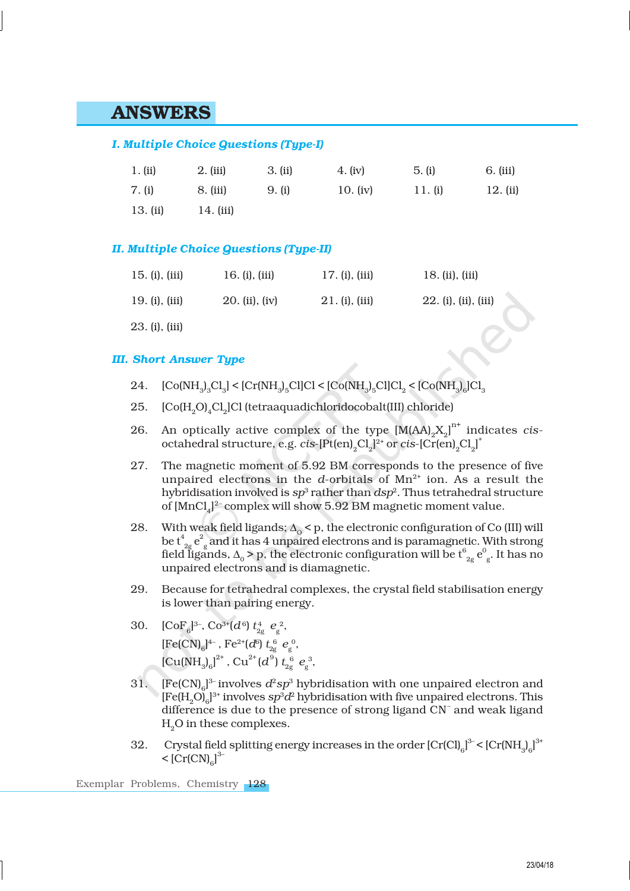# ANSWERS

## I. Multiple Choice Questions (Type-I)

| | | | | | |
|---|---|---|---|---|---|
| 1. (ii) | 2. (iii) | 3. (ii) | 4. (iv) | 5. (i) | 6. (iii) |
| 7. (i) | 8. (iii) | 9. (i) | 10. (iv) | 11. (i) | 12. (ii) |
| 13. (ii) | 14. (iii) | | | | |

## II. Multiple Choice Questions (Type-II)

| | | | |
|---|---|---|---|
| 15. (i), (iii) | 16. (i), (iii) | 17. (i), (iii) | 18. (ii), (iii) |
| 19. (i), (iii) | 20. (ii), (iv) | 21. (i), (iii) | 22. (i), (ii), (iii) |
| 23. (i), (iii) | | | |

## III. Short Answer Type

24. $[Co(NH_3)_3Cl_3] < [Cr(NH_3)_5Cl]Cl < [Co(NH_3)_5Cl]Cl_2 < [Co(NH_3)_6]Cl_3$

25. $[Co(H_2O)_4Cl_2]Cl$ (tetraaquadichloridocobalt(III) chloride)

26. An optically active complex of the type $[M(AA)_2X_2]^{n+}$ indicates *cis*-octahedral structure, e.g. *cis*-$[Pt(en)_2Cl_2]^{2+}$ or *cis*-$[Cr(en)_2Cl_2]^{+}$

27. The magnetic moment of 5.92 BM corresponds to the presence of five unpaired electrons in the *d*-orbitals of $Mn^{2+}$ ion. As a result the hybridisation involved is $sp^3$ rather than $dsp^2$. Thus tetrahedral structure of $[MnCl_4]^{2-}$ complex will show 5.92 BM magnetic moment value.

28. With weak field ligands; $\Delta_0 < p$, the electronic configuration of Co (III) will be $t^4_{2g}\, e^2_g$ and it has 4 unpaired electrons and is paramagnetic. With strong field ligands, $\Delta_0 > p$, the electronic configuration will be $t^6_{2g}\, e^0_g$. It has no unpaired electrons and is diamagnetic.

29. Because for tetrahedral complexes, the crystal field stabilisation energy is lower than pairing energy.

30. $[CoF_6]^{3-}$, $Co^{3+}(d^6)$ $t^4_{2g}\, e_g^2$,

    $[Fe(CN)_6]^{4-}$, $Fe^{2+}(d^6)$ $t^6_{2g}\, e_g^0$,

    $[Cu(NH_3)_6]^{2+}$, $Cu^{2+}(d^9)$ $t^6_{2g}\, e_g^3$,

31. $[Fe(CN)_6]^{3-}$ involves $d^2sp^3$ hybridisation with one unpaired electron and $[Fe(H_2O)_6]^{3+}$ involves $sp^3d^2$ hybridisation with five unpaired electrons. This difference is due to the presence of strong ligand $CN^-$ and weak ligand $H_2O$ in these complexes.

32. Crystal field splitting energy increases in the order $[Cr(Cl)_6]^{3-} < [Cr(NH_3)_6]^{3+} < [Cr(CN)_6]^{3-}$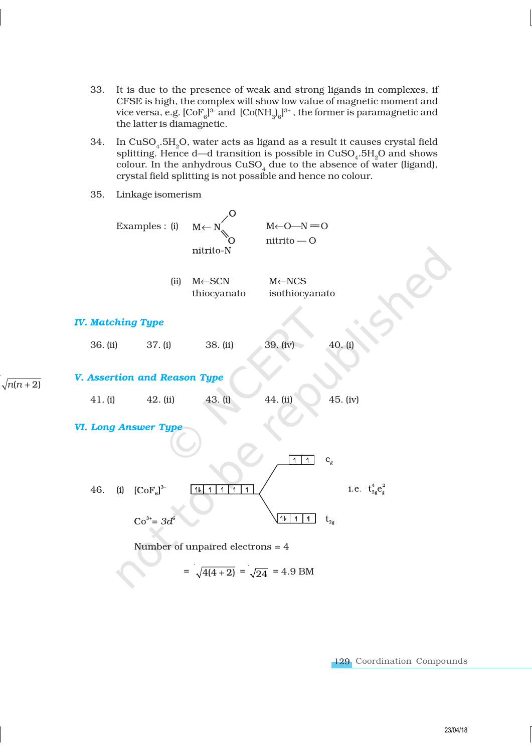33. It is due to the presence of weak and strong ligands in complexes, if CFSE is high, the complex will show low value of magnetic moment and vice versa, e.g. $[CoF_6]^{3-}$ and $[Co(NH_3)_6]^{3+}$, the former is paramagnetic and the latter is diamagnetic.

34. In $CuSO_4.5H_2O$, water acts as ligand as a result it causes crystal field splitting. Hence d—d transition is possible in $CuSO_4.5H_2O$ and shows colour. In the anhydrous $CuSO_4$ due to the absence of water (ligand), crystal field splitting is not possible and hence no colour.

35. Linkage isomerism

Examples : (i) $M \leftarrow NO_2$ (nitrito-N) $\quad M \leftarrow O—N=O$ (nitrito — O)

(ii) $M \leftarrow SCN$ (thiocyanato) $\quad M \leftarrow NCS$ (isothiocyanato)

## IV. Matching Type

36. (ii) 37. (i) 38. (ii) 39. (iv) 40. (i)

## V. Assertion and Reason Type

41. (i) 42. (ii) 43. (i) 44. (ii) 45. (iv)

## VI. Long Answer Type

46. (i) $[CoF_6]^{3-}$

$Co^{3+} = 3d^6$ : ⇅ ↑ ↑ ↑ ↑ → $t_{2g}$ (⇅ ↑ ↑), $e_g$ (↑ ↑)

i.e. $t_{2g}^4 e_g^2$

Number of unpaired electrons = 4

$$= \sqrt{4(4+2)} = \sqrt{24} = 4.9 \text{ BM}$$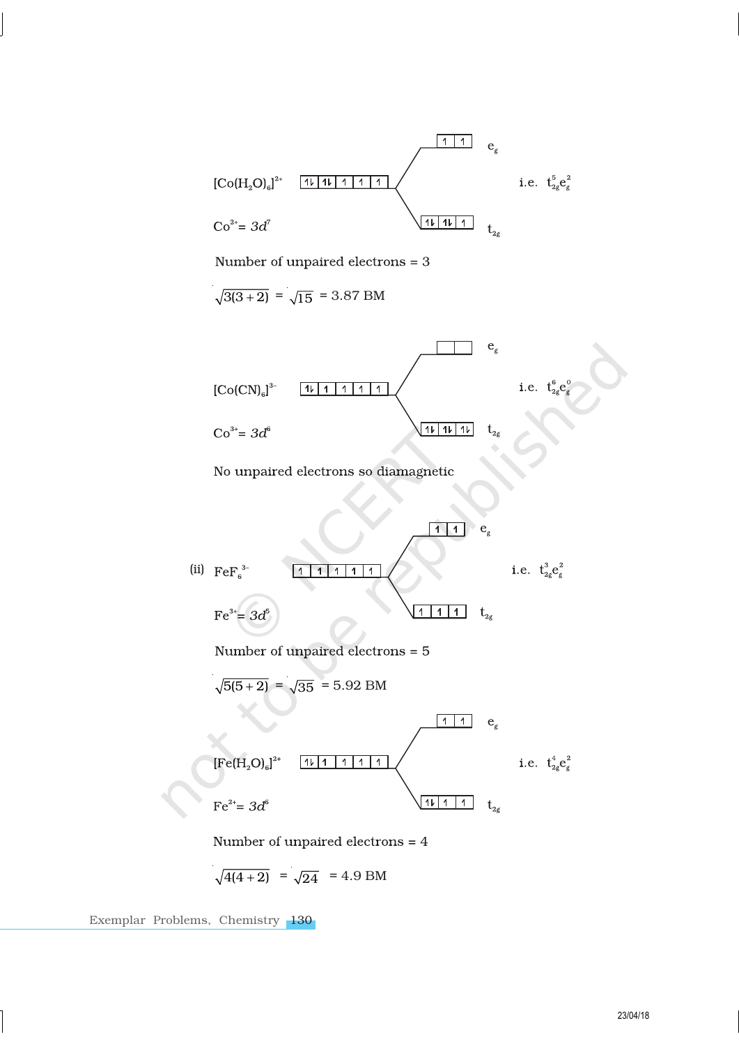$[Co(H_2O)_6]^{2+}$ ⇅ ⇅ ↑ ↑ ↑

$Co^{2+} = 3d^7$

$e_g$: ↑ ↑

$t_{2g}$: ⇅ ⇅ ↑

i.e. $t_{2g}^5 e_g^2$

Number of unpaired electrons = 3

$\sqrt{3(3+2)} = \sqrt{15} = 3.87$ BM

$[Co(CN)_6]^{3-}$ ⇅ ↑ ↑ ↑ ↑

$Co^{3+} = 3d^6$

$e_g$: (empty)

$t_{2g}$: ⇅ ⇅ ⇅

i.e. $t_{2g}^6 e_g^0$

No unpaired electrons so diamagnetic

(ii) $FeF_6^{3-}$ ↑ ↑ ↑ ↑ ↑

$Fe^{3+} = 3d^5$

$e_g$: ↑ ↑

$t_{2g}$: ↑ ↑ ↑

i.e. $t_{2g}^3 e_g^2$

Number of unpaired electrons = 5

$\sqrt{5(5+2)} = \sqrt{35} = 5.92$ BM

$[Fe(H_2O)_6]^{2+}$ ⇅ ↑ ↑ ↑ ↑

$Fe^{2+} = 3d^6$

$e_g$: ↑ ↑

$t_{2g}$: ⇅ ↑ ↑

i.e. $t_{2g}^4 e_g^2$

Number of unpaired electrons = 4

$\sqrt{4(4+2)} = \sqrt{24} = 4.9$ BM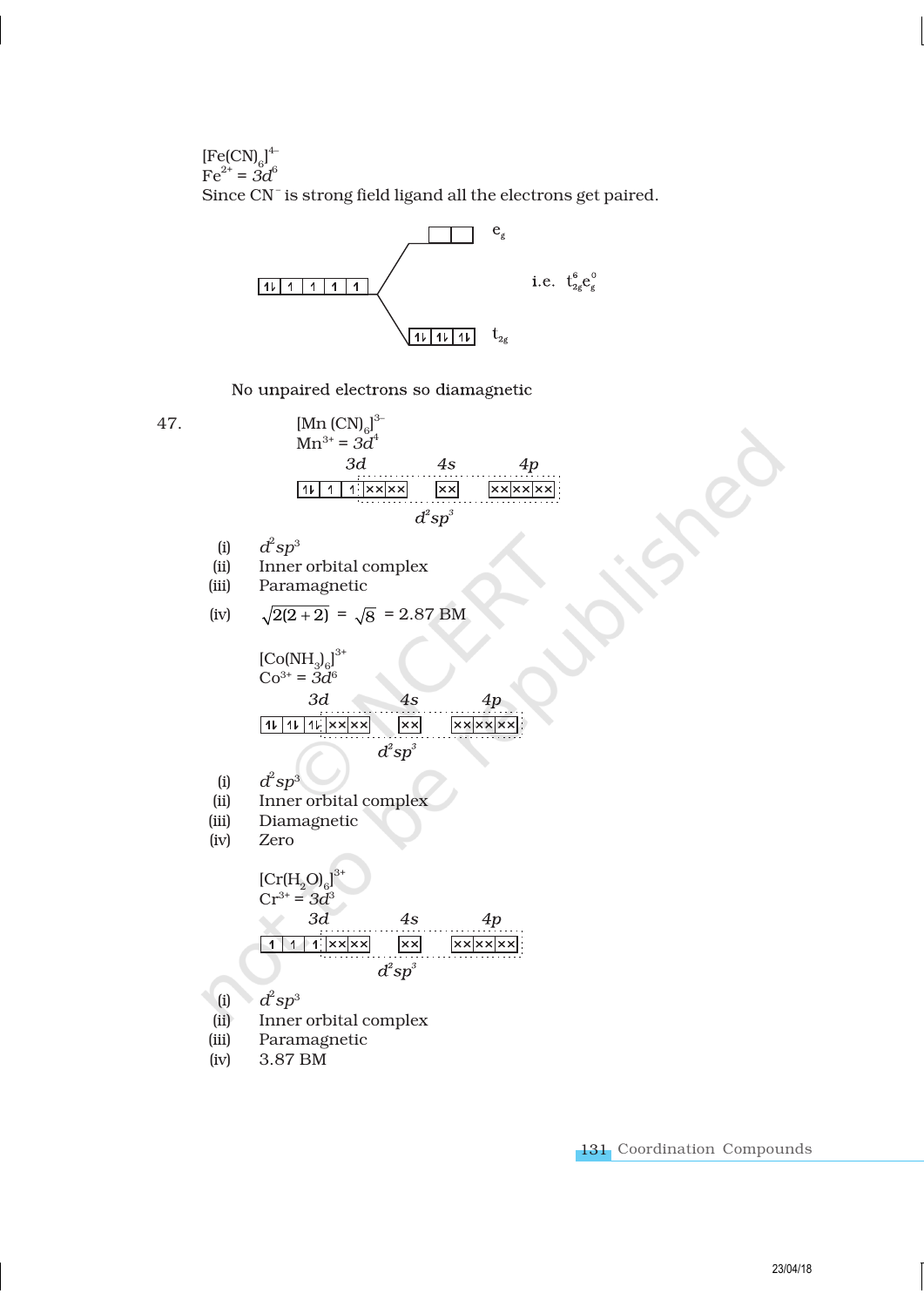$[Fe(CN)_6]^{4-}$
$Fe^{2+} = 3d^6$
Since $CN^-$ is strong field ligand all the electrons get paired.

$$\boxed{\uparrow\downarrow}\boxed{\uparrow}\boxed{\uparrow}\boxed{\uparrow}\boxed{\uparrow} \longrightarrow \begin{cases} e_g: \boxed{\phantom{x}}\boxed{\phantom{x}} \\ t_{2g}: \boxed{\uparrow\downarrow}\boxed{\uparrow\downarrow}\boxed{\uparrow\downarrow} \end{cases}$$

i.e. $t_{2g}^6 e_g^0$

No unpaired electrons so diamagnetic

47. $[Mn(CN)_6]^{3-}$
$Mn^{3+} = 3d^4$

| 3d | | | | | 4s | 4p | | |
|---|---|---|---|---|---|---|---|---|
| ↑↓ | ↑ | ↑ | ×× | ×× | ×× | ×× | ×× | ×× |

$d^2sp^3$

(i) $d^2sp^3$
(ii) Inner orbital complex
(iii) Paramagnetic
(iv) $\sqrt{2(2+2)} = \sqrt{8} = 2.87$ BM

$[Co(NH_3)_6]^{3+}$
$Co^{3+} = 3d^6$

| 3d | | | | | 4s | 4p | | |
|---|---|---|---|---|---|---|---|---|
| ↑↓ | ↑↓ | ↑↓ | ×× | ×× | ×× | ×× | ×× | ×× |

$d^2sp^3$

(i) $d^2sp^3$
(ii) Inner orbital complex
(iii) Diamagnetic
(iv) Zero

$[Cr(H_2O)_6]^{3+}$
$Cr^{3+} = 3d^3$

| 3d | | | | | 4s | 4p | | |
|---|---|---|---|---|---|---|---|---|
| ↑ | ↑ | ↑ | ×× | ×× | ×× | ×× | ×× | ×× |

$d^2sp^3$

(i) $d^2sp^3$
(ii) Inner orbital complex
(iii) Paramagnetic
(iv) 3.87 BM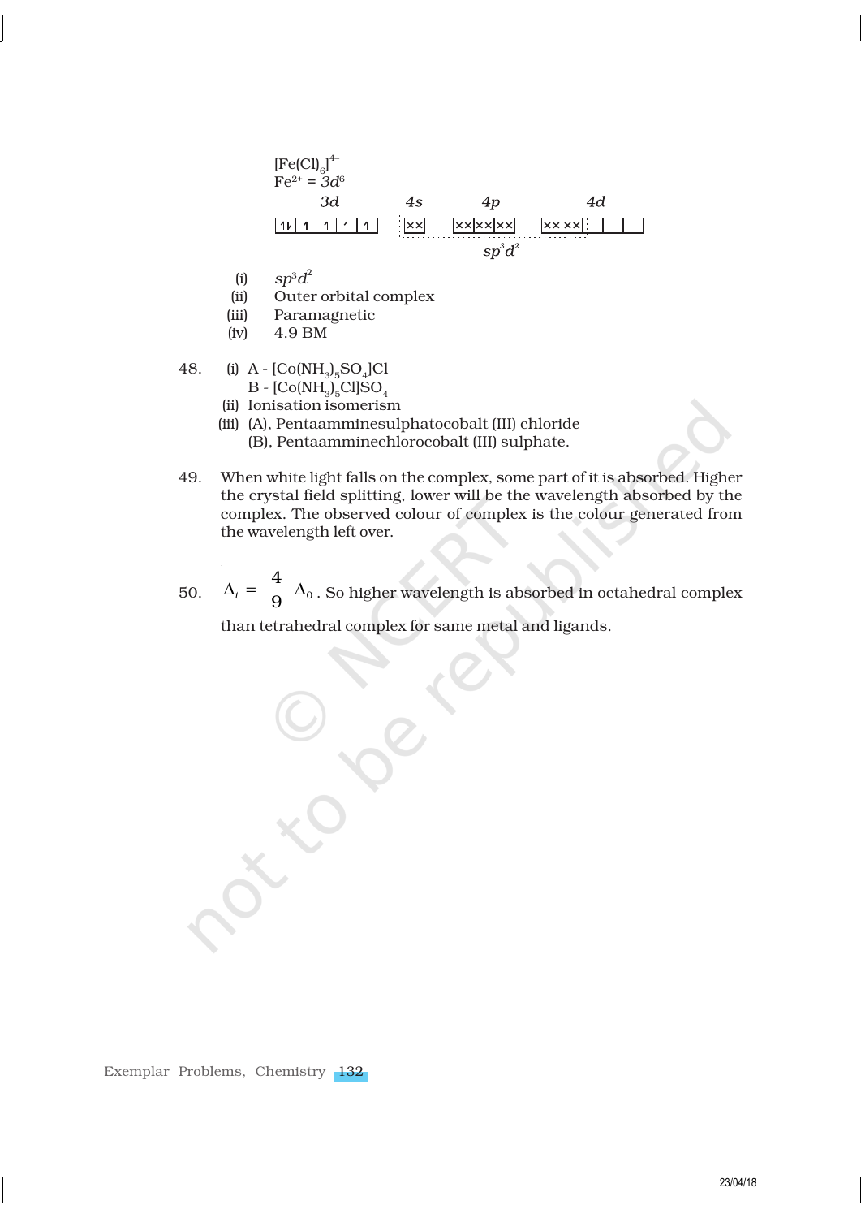$[Fe(Cl)_6]^{4-}$

$Fe^{2+} = 3d^6$

3d 4s 4p 4d

| 3d | | | | | 4s | 4p | | | 4d | | | | |
|---|---|---|---|---|---|---|---|---|---|---|---|---|---|
| ↿⇂ | 1 | 1 | 1 | 1 | ×× | ×× | ×× | ×× | ×× | ×× | | | |

$sp^3d^2$

(i) $sp^3d^2$

(ii) Outer orbital complex

(iii) Paramagnetic

(iv) 4.9 BM

48. (i) A - $[Co(NH_3)_5SO_4]Cl$

B - $[Co(NH_3)_5Cl]SO_4$

(ii) Ionisation isomerism

(iii) (A), Pentaamminesulphatocobalt (III) chloride

(B), Pentaamminechlorocobalt (III) sulphate.

49. When white light falls on the complex, some part of it is absorbed. Higher the crystal field splitting, lower will be the wavelength absorbed by the complex. The observed colour of complex is the colour generated from the wavelength left over.

50. $\Delta_t = \frac{4}{9}\Delta_0$. So higher wavelength is absorbed in octahedral complex than tetrahedral complex for same metal and ligands.